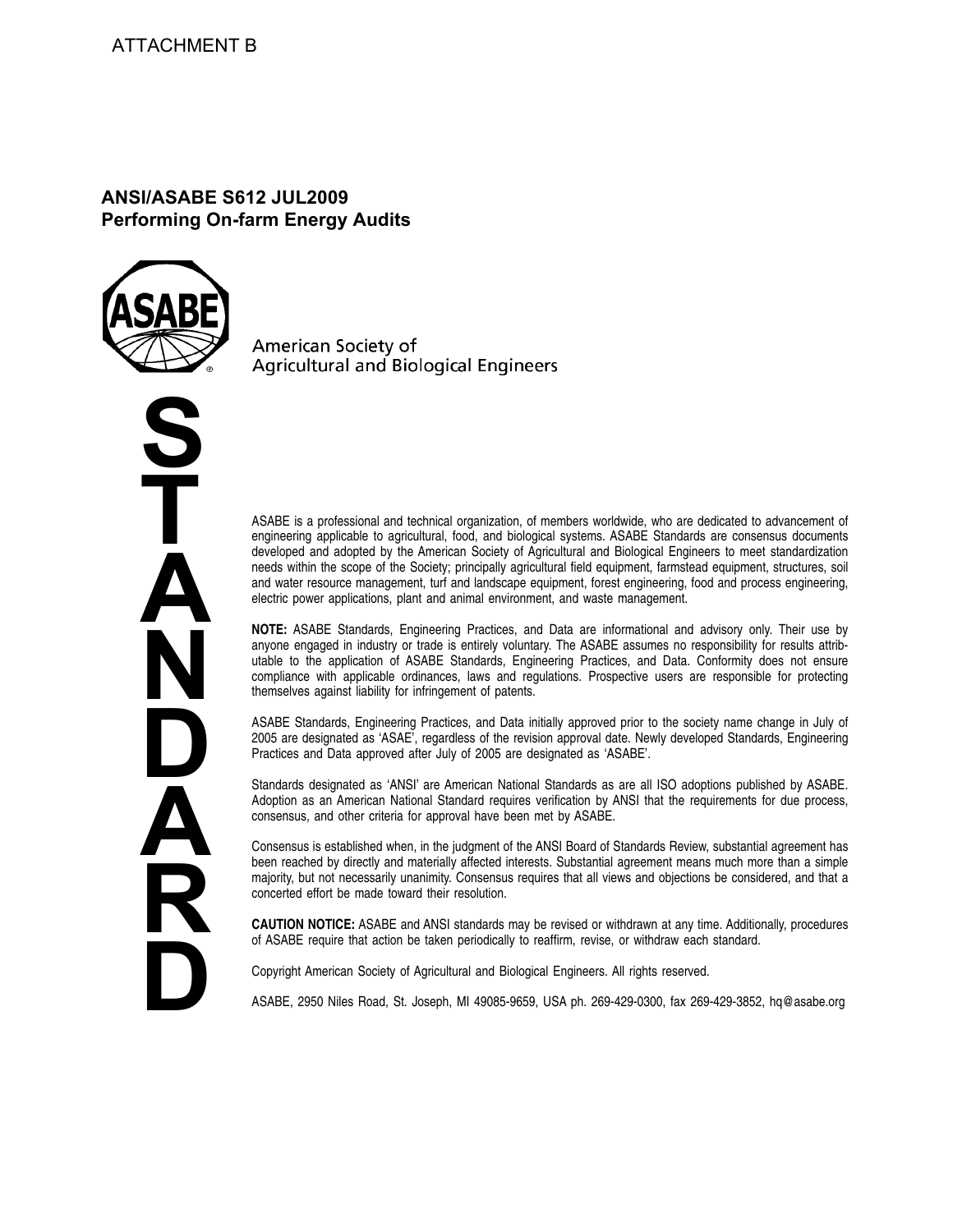ATTACHMENT B

**ANSI/ASABE S612 JUL2009**
**Performing On-farm Energy Audits**

American Society of
Agricultural and Biological Engineers

**STANDARD**

ASABE is a professional and technical organization, of members worldwide, who are dedicated to advancement of engineering applicable to agricultural, food, and biological systems. ASABE Standards are consensus documents developed and adopted by the American Society of Agricultural and Biological Engineers to meet standardization needs within the scope of the Society; principally agricultural field equipment, farmstead equipment, structures, soil and water resource management, turf and landscape equipment, forest engineering, food and process engineering, electric power applications, plant and animal environment, and waste management.

**NOTE:** ASABE Standards, Engineering Practices, and Data are informational and advisory only. Their use by anyone engaged in industry or trade is entirely voluntary. The ASABE assumes no responsibility for results attributable to the application of ASABE Standards, Engineering Practices, and Data. Conformity does not ensure compliance with applicable ordinances, laws and regulations. Prospective users are responsible for protecting themselves against liability for infringement of patents.

ASABE Standards, Engineering Practices, and Data initially approved prior to the society name change in July of 2005 are designated as 'ASAE', regardless of the revision approval date. Newly developed Standards, Engineering Practices and Data approved after July of 2005 are designated as 'ASABE'.

Standards designated as 'ANSI' are American National Standards as are all ISO adoptions published by ASABE. Adoption as an American National Standard requires verification by ANSI that the requirements for due process, consensus, and other criteria for approval have been met by ASABE.

Consensus is established when, in the judgment of the ANSI Board of Standards Review, substantial agreement has been reached by directly and materially affected interests. Substantial agreement means much more than a simple majority, but not necessarily unanimity. Consensus requires that all views and objections be considered, and that a concerted effort be made toward their resolution.

**CAUTION NOTICE:** ASABE and ANSI standards may be revised or withdrawn at any time. Additionally, procedures of ASABE require that action be taken periodically to reaffirm, revise, or withdraw each standard.

Copyright American Society of Agricultural and Biological Engineers. All rights reserved.

ASABE, 2950 Niles Road, St. Joseph, MI 49085-9659, USA ph. 269-429-0300, fax 269-429-3852, hq@asabe.org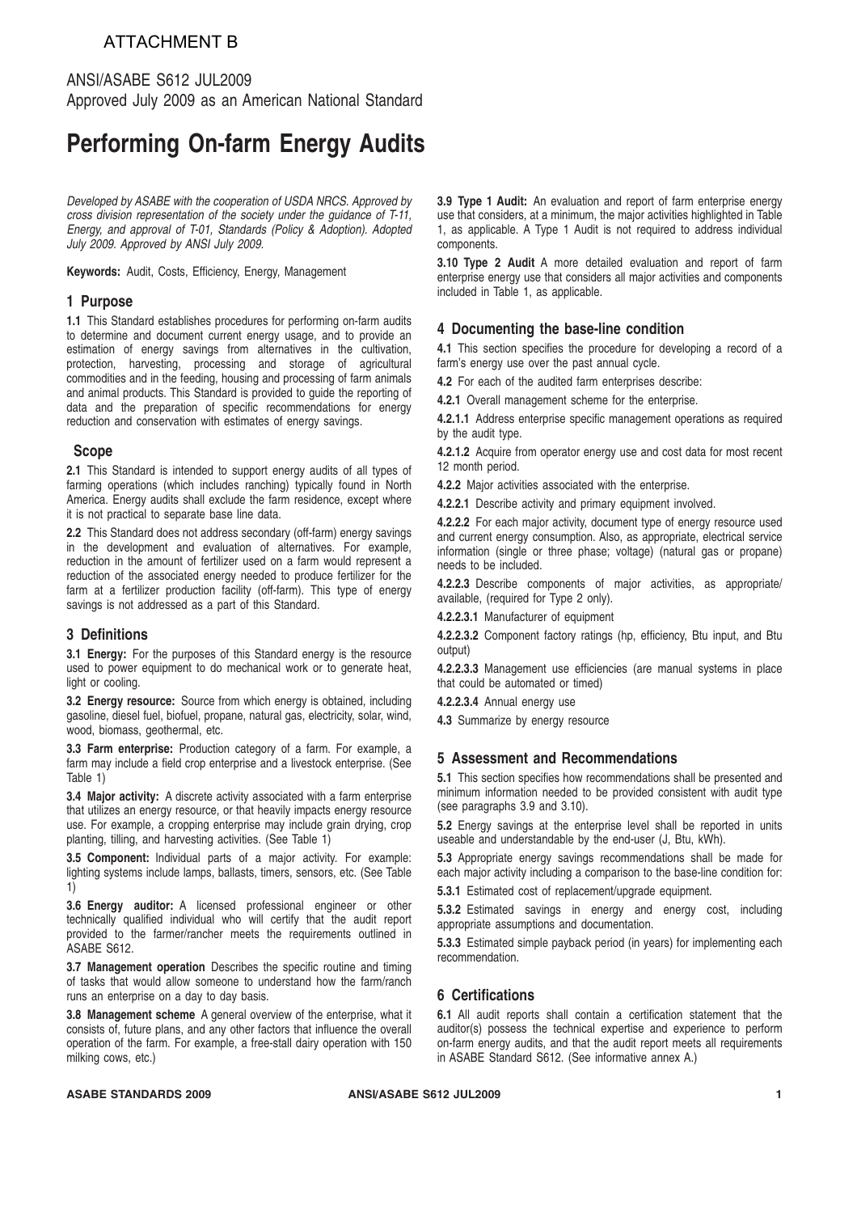ATTACHMENT B

ANSI/ASABE S612 JUL2009
Approved July 2009 as an American National Standard

# Performing On-farm Energy Audits

*Developed by ASABE with the cooperation of USDA NRCS. Approved by cross division representation of the society under the guidance of T-11, Energy, and approval of T-01, Standards (Policy & Adoption). Adopted July 2009. Approved by ANSI July 2009.*

**Keywords:** Audit, Costs, Efficiency, Energy, Management

## 1 Purpose

**1.1** This Standard establishes procedures for performing on-farm audits to determine and document current energy usage, and to provide an estimation of energy savings from alternatives in the cultivation, protection, harvesting, processing and storage of agricultural commodities and in the feeding, housing and processing of farm animals and animal products. This Standard is provided to guide the reporting of data and the preparation of specific recommendations for energy reduction and conservation with estimates of energy savings.

## Scope

**2.1** This Standard is intended to support energy audits of all types of farming operations (which includes ranching) typically found in North America. Energy audits shall exclude the farm residence, except where it is not practical to separate base line data.

**2.2** This Standard does not address secondary (off-farm) energy savings in the development and evaluation of alternatives. For example, reduction in the amount of fertilizer used on a farm would represent a reduction of the associated energy needed to produce fertilizer for the farm at a fertilizer production facility (off-farm). This type of energy savings is not addressed as a part of this Standard.

## 3 Definitions

**3.1 Energy:** For the purposes of this Standard energy is the resource used to power equipment to do mechanical work or to generate heat, light or cooling.

**3.2 Energy resource:** Source from which energy is obtained, including gasoline, diesel fuel, biofuel, propane, natural gas, electricity, solar, wind, wood, biomass, geothermal, etc.

**3.3 Farm enterprise:** Production category of a farm. For example, a farm may include a field crop enterprise and a livestock enterprise. (See Table 1)

**3.4 Major activity:** A discrete activity associated with a farm enterprise that utilizes an energy resource, or that heavily impacts energy resource use. For example, a cropping enterprise may include grain drying, crop planting, tilling, and harvesting activities. (See Table 1)

**3.5 Component:** Individual parts of a major activity. For example: lighting systems include lamps, ballasts, timers, sensors, etc. (See Table 1)

**3.6 Energy auditor:** A licensed professional engineer or other technically qualified individual who will certify that the audit report provided to the farmer/rancher meets the requirements outlined in ASABE S612.

**3.7 Management operation** Describes the specific routine and timing of tasks that would allow someone to understand how the farm/ranch runs an enterprise on a day to day basis.

**3.8 Management scheme** A general overview of the enterprise, what it consists of, future plans, and any other factors that influence the overall operation of the farm. For example, a free-stall dairy operation with 150 milking cows, etc.)

**3.9 Type 1 Audit:** An evaluation and report of farm enterprise energy use that considers, at a minimum, the major activities highlighted in Table 1, as applicable. A Type 1 Audit is not required to address individual components.

**3.10 Type 2 Audit** A more detailed evaluation and report of farm enterprise energy use that considers all major activities and components included in Table 1, as applicable.

## 4 Documenting the base-line condition

**4.1** This section specifies the procedure for developing a record of a farm's energy use over the past annual cycle.

**4.2** For each of the audited farm enterprises describe:

**4.2.1** Overall management scheme for the enterprise.

**4.2.1.1** Address enterprise specific management operations as required by the audit type.

**4.2.1.2** Acquire from operator energy use and cost data for most recent 12 month period.

**4.2.2** Major activities associated with the enterprise.

**4.2.2.1** Describe activity and primary equipment involved.

**4.2.2.2** For each major activity, document type of energy resource used and current energy consumption. Also, as appropriate, electrical service information (single or three phase; voltage) (natural gas or propane) needs to be included.

**4.2.2.3** Describe components of major activities, as appropriate/available, (required for Type 2 only).

**4.2.2.3.1** Manufacturer of equipment

**4.2.2.3.2** Component factory ratings (hp, efficiency, Btu input, and Btu output)

**4.2.2.3.3** Management use efficiencies (are manual systems in place that could be automated or timed)

**4.2.2.3.4** Annual energy use

**4.3** Summarize by energy resource

## 5 Assessment and Recommendations

**5.1** This section specifies how recommendations shall be presented and minimum information needed to be provided consistent with audit type (see paragraphs 3.9 and 3.10).

**5.2** Energy savings at the enterprise level shall be reported in units useable and understandable by the end-user (J, Btu, kWh).

**5.3** Appropriate energy savings recommendations shall be made for each major activity including a comparison to the base-line condition for:

**5.3.1** Estimated cost of replacement/upgrade equipment.

**5.3.2** Estimated savings in energy and energy cost, including appropriate assumptions and documentation.

**5.3.3** Estimated simple payback period (in years) for implementing each recommendation.

## 6 Certifications

**6.1** All audit reports shall contain a certification statement that the auditor(s) possess the technical expertise and experience to perform on-farm energy audits, and that the audit report meets all requirements in ASABE Standard S612. (See informative annex A.)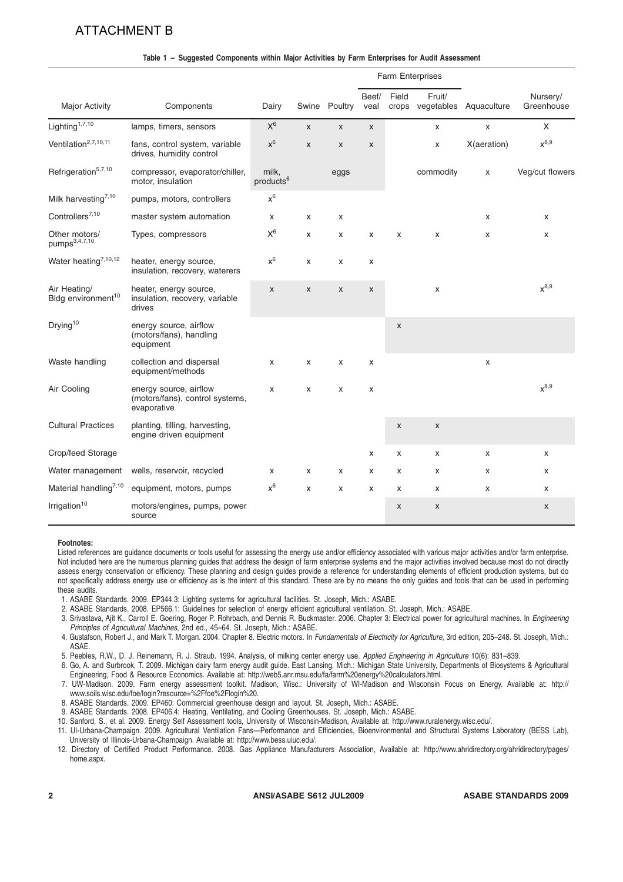# ATTACHMENT B

**Table 1 – Suggested Components within Major Activities by Farm Enterprises for Audit Assessment**

| Major Activity | Components | Farm Enterprises | | | | | | | |
|---|---|---|---|---|---|---|---|---|---|
| | | Dairy | Swine | Poultry | Beef/ veal | Field crops | Fruit/ vegetables | Aquaculture | Nursery/ Greenhouse |
| Lighting[1,7,10] | lamps, timers, sensors | X[6] | x | x | x | | x | x | X |
| Ventilation[2,7,10,11] | fans, control system, variable drives, humidity control | x[6] | x | x | x | | x | X(aeration) | x[8,9] |
| Refrigeration[5,7,10] | compressor, evaporator/chiller, motor, insulation | milk, products[6] | | eggs | | | commodity | x | Veg/cut flowers |
| Milk harvesting[7,10] | pumps, motors, controllers | x[6] | | | | | | | |
| Controllers[7,10] | master system automation | x | x | x | | | | x | x |
| Other motors/ pumps[3,4,7,10] | Types, compressors | X[6] | x | x | x | x | x | x | x |
| Water heating[7,10,12] | heater, energy source, insulation, recovery, waterers | x[6] | x | x | x | | | | |
| Air Heating/ Bldg environment[10] | heater, energy source, insulation, recovery, variable drives | x | x | x | x | | x | | x[8,9] |
| Drying[10] | energy source, airflow (motors/fans), handling equipment | | | | | x | | | |
| Waste handling | collection and dispersal equipment/methods | x | x | x | x | | | x | |
| Air Cooling | energy source, airflow (motors/fans), control systems, evaporative | x | x | x | x | | | | x[8,9] |
| Cultural Practices | planting, tilling, harvesting, engine driven equipment | | | | | x | x | | |
| Crop/feed Storage | | | | | x | x | x | x | x |
| Water management | wells, reservoir, recycled | x | x | x | x | x | x | x | x |
| Material handling[7,10] | equipment, motors, pumps | x[6] | x | x | x | x | x | x | x |
| Irrigation[10] | motors/engines, pumps, power source | | | | | x | x | | x |

**Footnotes:**

Listed references are guidance documents or tools useful for assessing the energy use and/or efficiency associated with various major activities and/or farm enterprise. Not included here are the numerous planning guides that address the design of farm enterprise systems and the major activities involved because most do not directly assess energy conservation or efficiency. These planning and design guides provide a reference for understanding elements of efficient production systems, but do not specifically address energy use or efficiency as is the intent of this standard. These are by no means the only guides and tools that can be used in performing these audits.

1. ASABE Standards. 2009. EP344.3: Lighting systems for agricultural facilities. St. Joseph, Mich.: ASABE.
2. ASABE Standards. 2008. EP566.1: Guidelines for selection of energy efficient agricultural ventilation. St. Joseph, Mich.: ASABE.
3. Srivastava, Ajit K., Carroll E. Goering, Roger P. Rohrbach, and Dennis R. Buckmaster. 2006. Chapter 3: Electrical power for agricultural machines. In *Engineering Principles of Agricultural Machines*, 2nd ed., 45–64. St. Joseph, Mich.: ASABE.
4. Gustafson, Robert J., and Mark T. Morgan. 2004. Chapter 8. Electric motors. In *Fundamentals of Electricity for Agriculture*, 3rd edition, 205–248. St. Joseph, Mich.: ASABE.
5. Peebles, R.W., D. J. Reinemann, R. J. Straub. 1994. Analysis, of milking center energy use. *Applied Engineering in Agriculture* 10(6): 831–839.
6. Go, A. and Surbrook, T. 2009. Michigan dairy farm energy audit guide. East Lansing, Mich.: Michigan State University, Departments of Biosystems & Agricultural Engineering, Food & Resource Economics. Available at: http://web5.anr.msu.edu/fa/farm%20energy%20calculators.html.
7. UW-Madison. 2009. Farm energy assessment toolkit. Madison, Wisc.: University of WI-Madison and Wisconsin Focus on Energy. Available at: http://www.soils.wisc.edu/foe/login?resource=%2Ffoe%2Flogin%20.
8. ASABE Standards. 2009. EP460: Commercial greenhouse design and layout. St. Joseph, Mich.: ASABE.
9. ASABE Standards. 2008. EP406.4: Heating, Ventilating, and Cooling Greenhouses. St. Joseph, Mich.: ASABE.
10. Sanford, S., et al. 2009. Energy Self Assessment tools, University of Wisconsin-Madison, Available at: http://www.ruralenergy.wisc.edu/.
11. UI-Urbana-Champaign. 2009. Agricultural Ventilation Fans—Performance and Efficiencies, Bioenvironmental and Structural Systems Laboratory (BESS Lab), University of Illinois-Urbana-Champaign. Available at: http://www.bess.uiuc.edu/.
12. Directory of Certified Product Performance. 2008. Gas Appliance Manufacturers Association, Available at: http://www.ahridirectory.org/ahridirectory/pages/home.aspx.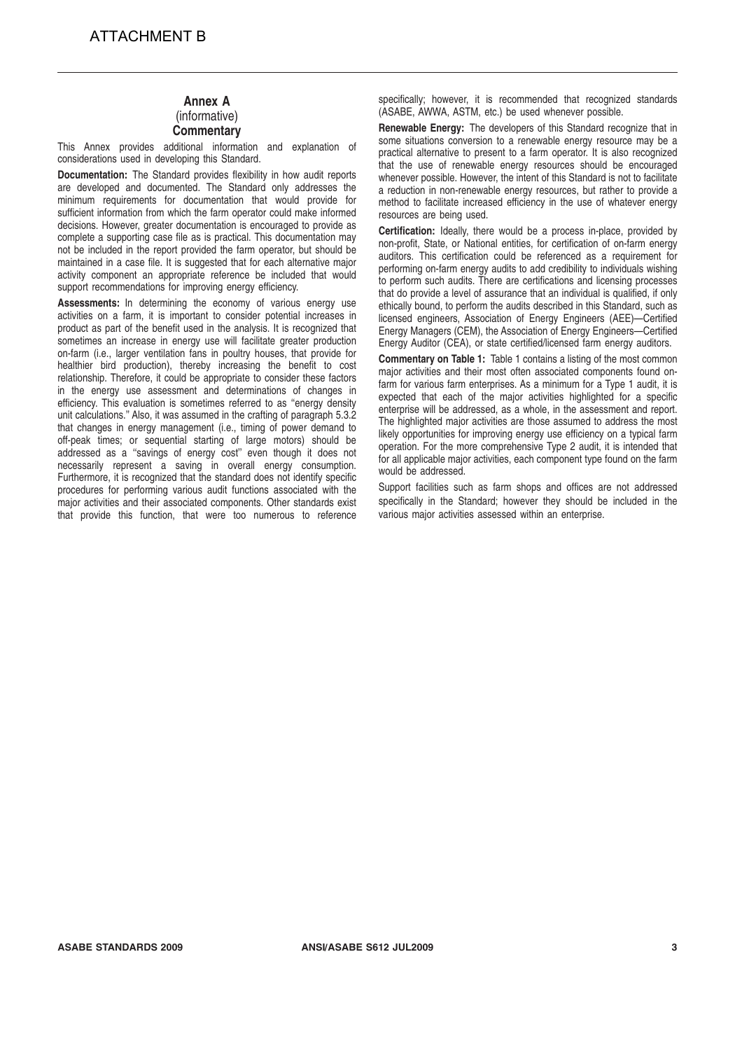# ATTACHMENT B

## Annex A
(informative)
**Commentary**

This Annex provides additional information and explanation of considerations used in developing this Standard.

**Documentation:** The Standard provides flexibility in how audit reports are developed and documented. The Standard only addresses the minimum requirements for documentation that would provide for sufficient information from which the farm operator could make informed decisions. However, greater documentation is encouraged to provide as complete a supporting case file as is practical. This documentation may not be included in the report provided the farm operator, but should be maintained in a case file. It is suggested that for each alternative major activity component an appropriate reference be included that would support recommendations for improving energy efficiency.

**Assessments:** In determining the economy of various energy use activities on a farm, it is important to consider potential increases in product as part of the benefit used in the analysis. It is recognized that sometimes an increase in energy use will facilitate greater production on-farm (i.e., larger ventilation fans in poultry houses, that provide for healthier bird production), thereby increasing the benefit to cost relationship. Therefore, it could be appropriate to consider these factors in the energy use assessment and determinations of changes in efficiency. This evaluation is sometimes referred to as "energy density unit calculations." Also, it was assumed in the crafting of paragraph 5.3.2 that changes in energy management (i.e., timing of power demand to off-peak times; or sequential starting of large motors) should be addressed as a "savings of energy cost" even though it does not necessarily represent a saving in overall energy consumption. Furthermore, it is recognized that the standard does not identify specific procedures for performing various audit functions associated with the major activities and their associated components. Other standards exist that provide this function, that were too numerous to reference specifically; however, it is recommended that recognized standards (ASABE, AWWA, ASTM, etc.) be used whenever possible.

**Renewable Energy:** The developers of this Standard recognize that in some situations conversion to a renewable energy resource may be a practical alternative to present to a farm operator. It is also recognized that the use of renewable energy resources should be encouraged whenever possible. However, the intent of this Standard is not to facilitate a reduction in non-renewable energy resources, but rather to provide a method to facilitate increased efficiency in the use of whatever energy resources are being used.

**Certification:** Ideally, there would be a process in-place, provided by non-profit, State, or National entities, for certification of on-farm energy auditors. This certification could be referenced as a requirement for performing on-farm energy audits to add credibility to individuals wishing to perform such audits. There are certifications and licensing processes that do provide a level of assurance that an individual is qualified, if only ethically bound, to perform the audits described in this Standard, such as licensed engineers, Association of Energy Engineers (AEE)—Certified Energy Managers (CEM), the Association of Energy Engineers—Certified Energy Auditor (CEA), or state certified/licensed farm energy auditors.

**Commentary on Table 1:** Table 1 contains a listing of the most common major activities and their most often associated components found on-farm for various farm enterprises. As a minimum for a Type 1 audit, it is expected that each of the major activities highlighted for a specific enterprise will be addressed, as a whole, in the assessment and report. The highlighted major activities are those assumed to address the most likely opportunities for improving energy use efficiency on a typical farm operation. For the more comprehensive Type 2 audit, it is intended that for all applicable major activities, each component type found on the farm would be addressed.

Support facilities such as farm shops and offices are not addressed specifically in the Standard; however they should be included in the various major activities assessed within an enterprise.